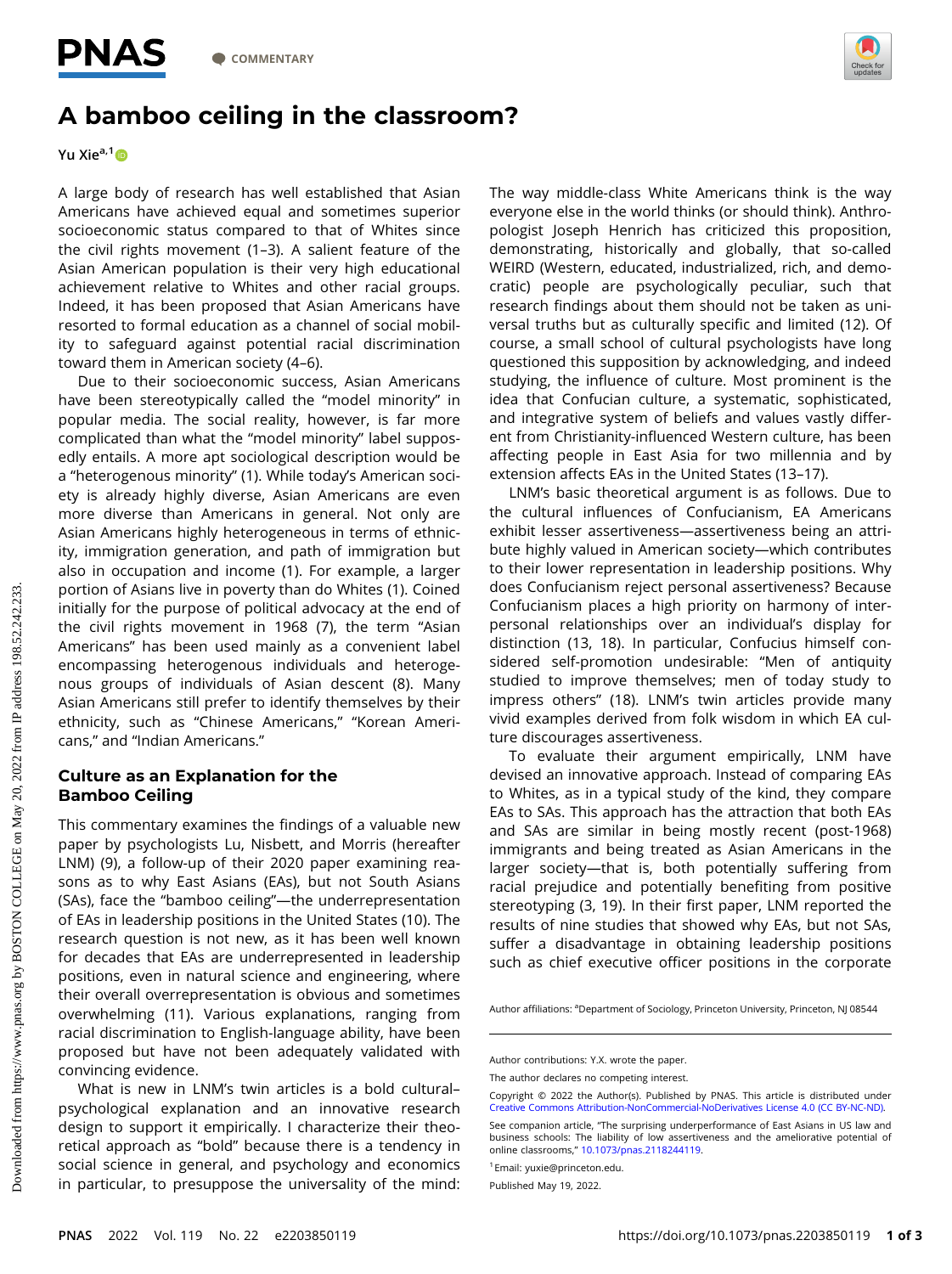COMMENTARY

# A bamboo ceiling in the classroom?

Yu Xie[a,1]

A large body of research has well established that Asian Americans have achieved equal and sometimes superior socioeconomic status compared to that of Whites since the civil rights movement (1–3). A salient feature of the Asian American population is their very high educational achievement relative to Whites and other racial groups. Indeed, it has been proposed that Asian Americans have resorted to formal education as a channel of social mobility to safeguard against potential racial discrimination toward them in American society (4–6).

Due to their socioeconomic success, Asian Americans have been stereotypically called the "model minority" in popular media. The social reality, however, is far more complicated than what the "model minority" label supposedly entails. A more apt sociological description would be a "heterogenous minority" (1). While today's American society is already highly diverse, Asian Americans are even more diverse than Americans in general. Not only are Asian Americans highly heterogeneous in terms of ethnicity, immigration generation, and path of immigration but also in occupation and income (1). For example, a larger portion of Asians live in poverty than do Whites (1). Coined initially for the purpose of political advocacy at the end of the civil rights movement in 1968 (7), the term "Asian Americans" has been used mainly as a convenient label encompassing heterogenous individuals and heterogenous groups of individuals of Asian descent (8). Many Asian Americans still prefer to identify themselves by their ethnicity, such as "Chinese Americans," "Korean Americans," and "Indian Americans."

## Culture as an Explanation for the Bamboo Ceiling

This commentary examines the findings of a valuable new paper by psychologists Lu, Nisbett, and Morris (hereafter LNM) (9), a follow-up of their 2020 paper examining reasons as to why East Asians (EAs), but not South Asians (SAs), face the "bamboo ceiling"—the underrepresentation of EAs in leadership positions in the United States (10). The research question is not new, as it has been well known for decades that EAs are underrepresented in leadership positions, even in natural science and engineering, where their overall overrepresentation is obvious and sometimes overwhelming (11). Various explanations, ranging from racial discrimination to English-language ability, have been proposed but have not been adequately validated with convincing evidence.

What is new in LNM's twin articles is a bold cultural–psychological explanation and an innovative research design to support it empirically. I characterize their theoretical approach as "bold" because there is a tendency in social science in general, and psychology and economics in particular, to presuppose the universality of the mind: The way middle-class White Americans think is the way everyone else in the world thinks (or should think). Anthropologist Joseph Henrich has criticized this proposition, demonstrating, historically and globally, that so-called WEIRD (Western, educated, industrialized, rich, and democratic) people are psychologically peculiar, such that research findings about them should not be taken as universal truths but as culturally specific and limited (12). Of course, a small school of cultural psychologists have long questioned this supposition by acknowledging, and indeed studying, the influence of culture. Most prominent is the idea that Confucian culture, a systematic, sophisticated, and integrative system of beliefs and values vastly different from Christianity-influenced Western culture, has been affecting people in East Asia for two millennia and by extension affects EAs in the United States (13–17).

LNM's basic theoretical argument is as follows. Due to the cultural influences of Confucianism, EA Americans exhibit lesser assertiveness—assertiveness being an attribute highly valued in American society—which contributes to their lower representation in leadership positions. Why does Confucianism reject personal assertiveness? Because Confucianism places a high priority on harmony of interpersonal relationships over an individual's display for distinction (13, 18). In particular, Confucius himself considered self-promotion undesirable: "Men of antiquity studied to improve themselves; men of today study to impress others" (18). LNM's twin articles provide many vivid examples derived from folk wisdom in which EA culture discourages assertiveness.

To evaluate their argument empirically, LNM have devised an innovative approach. Instead of comparing EAs to Whites, as in a typical study of the kind, they compare EAs to SAs. This approach has the attraction that both EAs and SAs are similar in being mostly recent (post-1968) immigrants and being treated as Asian Americans in the larger society—that is, both potentially suffering from racial prejudice and potentially benefiting from positive stereotyping (3, 19). In their first paper, LNM reported the results of nine studies that showed why EAs, but not SAs, suffer a disadvantage in obtaining leadership positions such as chief executive officer positions in the corporate

Author affiliations: [a]Department of Sociology, Princeton University, Princeton, NJ 08544

Author contributions: Y.X. wrote the paper.

The author declares no competing interest.

Copyright © 2022 the Author(s). Published by PNAS. This article is distributed under Creative Commons Attribution-NonCommercial-NoDerivatives License 4.0 (CC BY-NC-ND).

See companion article, "The surprising underperformance of East Asians in US law and business schools: The liability of low assertiveness and the ameliorative potential of online classrooms," 10.1073/pnas.2118244119.

[1]Email: yuxie@princeton.edu.

Published May 19, 2022.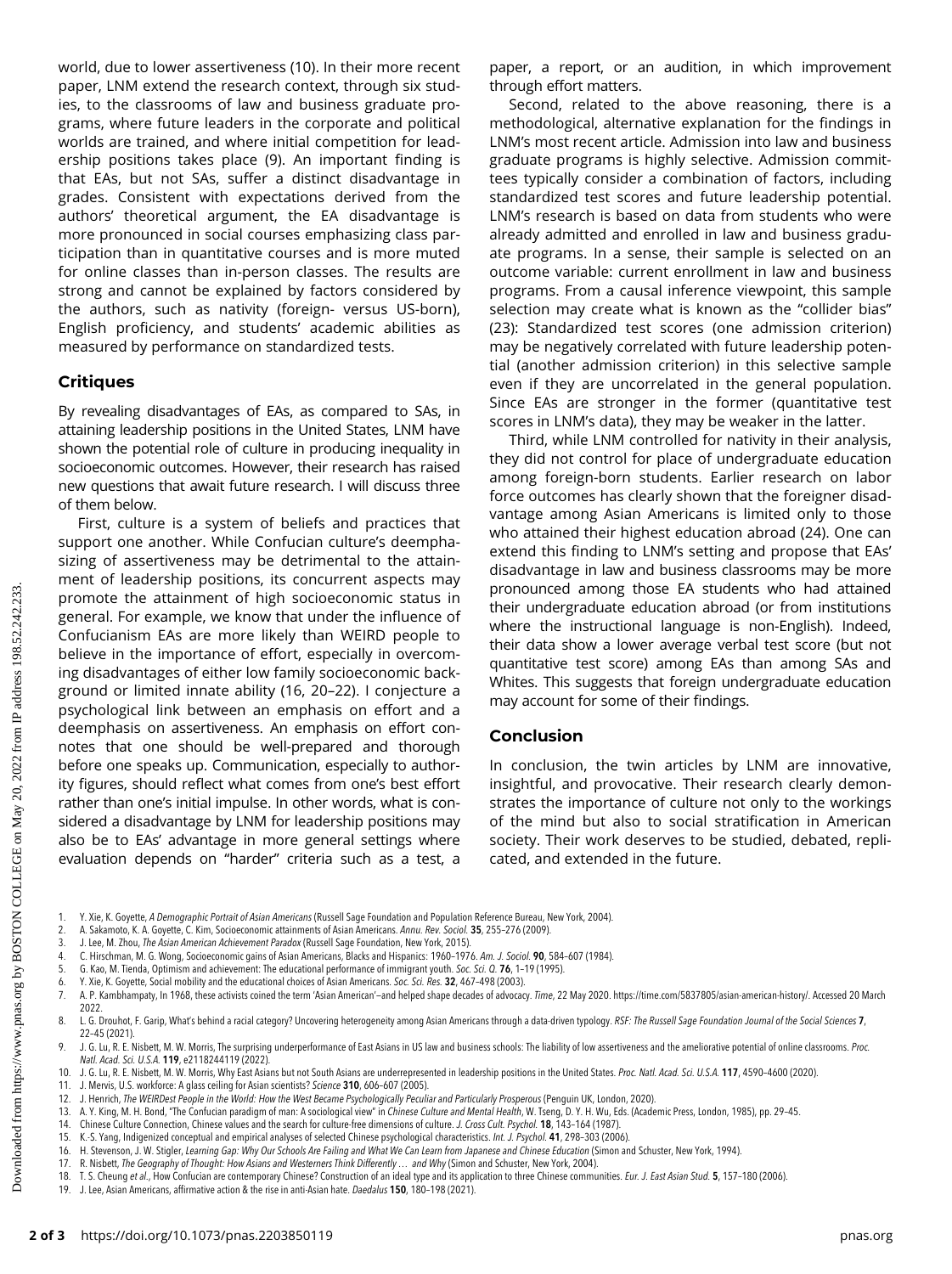world, due to lower assertiveness (10). In their more recent paper, LNM extend the research context, through six studies, to the classrooms of law and business graduate programs, where future leaders in the corporate and political worlds are trained, and where initial competition for leadership positions takes place (9). An important finding is that EAs, but not SAs, suffer a distinct disadvantage in grades. Consistent with expectations derived from the authors' theoretical argument, the EA disadvantage is more pronounced in social courses emphasizing class participation than in quantitative courses and is more muted for online classes than in-person classes. The results are strong and cannot be explained by factors considered by the authors, such as nativity (foreign- versus US-born), English proficiency, and students' academic abilities as measured by performance on standardized tests.

## Critiques

By revealing disadvantages of EAs, as compared to SAs, in attaining leadership positions in the United States, LNM have shown the potential role of culture in producing inequality in socioeconomic outcomes. However, their research has raised new questions that await future research. I will discuss three of them below.

First, culture is a system of beliefs and practices that support one another. While Confucian culture's deemphasizing of assertiveness may be detrimental to the attainment of leadership positions, its concurrent aspects may promote the attainment of high socioeconomic status in general. For example, we know that under the influence of Confucianism EAs are more likely than WEIRD people to believe in the importance of effort, especially in overcoming disadvantages of either low family socioeconomic background or limited innate ability (16, 20–22). I conjecture a psychological link between an emphasis on effort and a deemphasis on assertiveness. An emphasis on effort connotes that one should be well-prepared and thorough before one speaks up. Communication, especially to authority figures, should reflect what comes from one's best effort rather than one's initial impulse. In other words, what is considered a disadvantage by LNM for leadership positions may also be to EAs' advantage in more general settings where evaluation depends on "harder" criteria such as a test, a paper, a report, or an audition, in which improvement through effort matters.

Second, related to the above reasoning, there is a methodological, alternative explanation for the findings in LNM's most recent article. Admission into law and business graduate programs is highly selective. Admission committees typically consider a combination of factors, including standardized test scores and future leadership potential. LNM's research is based on data from students who were already admitted and enrolled in law and business graduate programs. In a sense, their sample is selected on an outcome variable: current enrollment in law and business programs. From a causal inference viewpoint, this sample selection may create what is known as the "collider bias" (23): Standardized test scores (one admission criterion) may be negatively correlated with future leadership potential (another admission criterion) in this selective sample even if they are uncorrelated in the general population. Since EAs are stronger in the former (quantitative test scores in LNM's data), they may be weaker in the latter.

Third, while LNM controlled for nativity in their analysis, they did not control for place of undergraduate education among foreign-born students. Earlier research on labor force outcomes has clearly shown that the foreigner disadvantage among Asian Americans is limited only to those who attained their highest education abroad (24). One can extend this finding to LNM's setting and propose that EAs' disadvantage in law and business classrooms may be more pronounced among those EA students who had attained their undergraduate education abroad (or from institutions where the instructional language is non-English). Indeed, their data show a lower average verbal test score (but not quantitative test score) among EAs than among SAs and Whites. This suggests that foreign undergraduate education may account for some of their findings.

## Conclusion

In conclusion, the twin articles by LNM are innovative, insightful, and provocative. Their research clearly demonstrates the importance of culture not only to the workings of the mind but also to social stratification in American society. Their work deserves to be studied, debated, replicated, and extended in the future.

1. Y. Xie, K. Goyette, *A Demographic Portrait of Asian Americans* (Russell Sage Foundation and Population Reference Bureau, New York, 2004).
2. A. Sakamoto, K. A. Goyette, C. Kim, Socioeconomic attainments of Asian Americans. *Annu. Rev. Sociol.* **35**, 255–276 (2009).
3. J. Lee, M. Zhou, *The Asian American Achievement Paradox* (Russell Sage Foundation, New York, 2015).
4. C. Hirschman, M. G. Wong, Socioeconomic gains of Asian Americans, Blacks and Hispanics: 1960–1976. *Am. J. Sociol.* **90**, 584–607 (1984).
5. G. Kao, M. Tienda, Optimism and achievement: The educational performance of immigrant youth. *Soc. Sci. Q.* **76**, 1–19 (1995).
6. Y. Xie, K. Goyette, Social mobility and the educational choices of Asian Americans. *Soc. Sci. Res.* **32**, 467–498 (2003).
7. A. P. Kambhampaty, In 1968, these activists coined the term 'Asian American'—and helped shape decades of advocacy. *Time*, 22 May 2020. https://time.com/5837805/asian-american-history/. Accessed 20 March 2022.
8. L. G. Drouhot, F. Garip, What's behind a racial category? Uncovering heterogeneity among Asian Americans through a data-driven typology. *RSF: The Russell Sage Foundation Journal of the Social Sciences* **7**, 22–45 (2021).
9. J. G. Lu, R. E. Nisbett, M. W. Morris, The surprising underperformance of East Asians in US law and business schools: The liability of low assertiveness and the ameliorative potential of online classrooms. *Proc. Natl. Acad. Sci. U.S.A.* **119**, e2118244119 (2022).
10. J. G. Lu, R. E. Nisbett, M. W. Morris, Why East Asians but not South Asians are underrepresented in leadership positions in the United States. *Proc. Natl. Acad. Sci. U.S.A.* **117**, 4590–4600 (2020).
11. J. Mervis, U.S. workforce: A glass ceiling for Asian scientists? *Science* **310**, 606–607 (2005).
12. J. Henrich, *The WEIRDest People in the World: How the West Became Psychologically Peculiar and Particularly Prosperous* (Penguin UK, London, 2020).
13. A. Y. King, M. H. Bond, "The Confucian paradigm of man: A sociological view" in *Chinese Culture and Mental Health*, W. Tseng, D. Y. H. Wu, Eds. (Academic Press, London, 1985), pp. 29–45.
14. Chinese Culture Connection, Chinese values and the search for culture-free dimensions of culture. *J. Cross Cult. Psychol.* **18**, 143–164 (1987).
15. K.-S. Yang, Indigenized conceptual and empirical analyses of selected Chinese psychological characteristics. *Int. J. Psychol.* **41**, 298–303 (2006).
16. H. Stevenson, J. W. Stigler, *Learning Gap: Why Our Schools Are Failing and What We Can Learn from Japanese and Chinese Education* (Simon and Schuster, New York, 1994).
17. R. Nisbett, *The Geography of Thought: How Asians and Westerners Think Differently … and Why* (Simon and Schuster, New York, 2004).
18. T. S. Cheung *et al.*, How Confucian are contemporary Chinese? Construction of an ideal type and its application to three Chinese communities. *Eur. J. East Asian Stud.* **5**, 157–180 (2006).
19. J. Lee, Asian Americans, affirmative action & the rise in anti-Asian hate. *Daedalus* **150**, 180–198 (2021).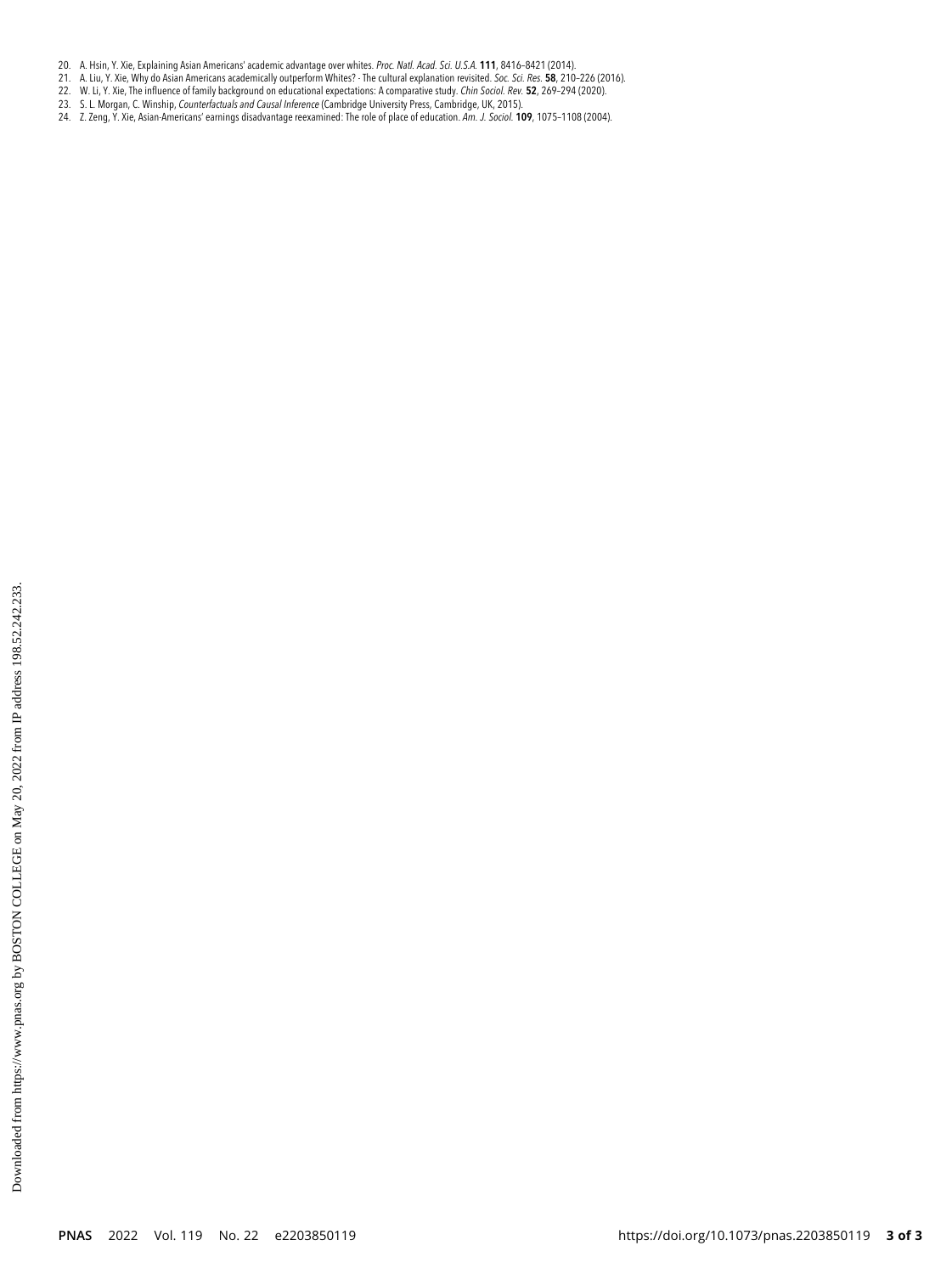20. A. Hsin, Y. Xie, Explaining Asian Americans' academic advantage over whites. *Proc. Natl. Acad. Sci. U.S.A.* **111**, 8416–8421 (2014).
21. A. Liu, Y. Xie, Why do Asian Americans academically outperform Whites? - The cultural explanation revisited. *Soc. Sci. Res.* **58**, 210–226 (2016).
22. W. Li, Y. Xie, The influence of family background on educational expectations: A comparative study. *Chin Sociol. Rev.* **52**, 269–294 (2020).
23. S. L. Morgan, C. Winship, *Counterfactuals and Causal Inference* (Cambridge University Press, Cambridge, UK, 2015).
24. Z. Zeng, Y. Xie, Asian-Americans' earnings disadvantage reexamined: The role of place of education. *Am. J. Sociol.* **109**, 1075–1108 (2004).